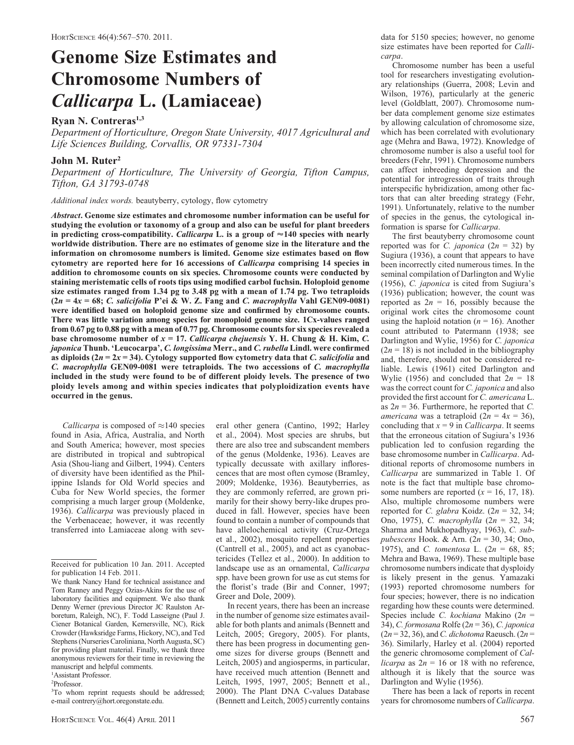# Genome Size Estimates and Chromosome Numbers of *Callicarpa* L. (Lamiaceae)

**Ryan N. Contreras**[1,3]

*Department of Horticulture, Oregon State University, 4017 Agricultural and Life Sciences Building, Corvallis, OR 97331-7304*

**John M. Ruter**[2]

*Department of Horticulture, The University of Georgia, Tifton Campus, Tifton, GA 31793-0748*

*Additional index words.* beautyberry, cytology, flow cytometry

***Abstract*. Genome size estimates and chromosome number information can be useful for studying the evolution or taxonomy of a group and also can be useful for plant breeders in predicting cross-compatibility. *Callicarpa* L. is a group of ≈140 species with nearly worldwide distribution. There are no estimates of genome size in the literature and the information on chromosome numbers is limited. Genome size estimates based on flow cytometry are reported here for 16 accessions of *Callicarpa* comprising 14 species in addition to chromosome counts on six species. Chromosome counts were conducted by staining meristematic cells of roots tips using modified carbol fuchsin. Holoploid genome size estimates ranged from 1.34 pg to 3.48 pg with a mean of 1.74 pg. Two tetraploids ($2n = 4x = 68$; *C. salicifolia* P'ei & W. Z. Fang and *C. macrophylla* Vahl GEN09-0081) were identified based on holoploid genome size and confirmed by chromosome counts. There was little variation among species for monoploid genome size. 1Cx-values ranged from 0.67 pg to 0.88 pg with a mean of 0.77 pg. Chromosome counts for six species revealed a base chromosome number of $x = 17$. *Callicarpa chejuensis* Y. H. Chung & H. Kim, *C. japonica* Thunb. 'Leucocarpa', *C. longissima* Merr., and *C. rubella* Lindl. were confirmed as diploids ($2n = 2x = 34$). Cytology supported flow cytometry data that *C. salicifolia* and *C. macrophylla* GEN09-0081 were tetraploids. The two accessions of *C. macrophylla* included in the study were found to be of different ploidy levels. The presence of two ploidy levels among and within species indicates that polyploidization events have occurred in the genus.**

*Callicarpa* is composed of ≈140 species found in Asia, Africa, Australia, and North and South America; however, most species are distributed in tropical and subtropical Asia (Shou-liang and Gilbert, 1994). Centers of diversity have been identified as the Philippine Islands for Old World species and Cuba for New World species, the former comprising a much larger group (Moldenke, 1936). *Callicarpa* was previously placed in the Verbenaceae; however, it was recently transferred into Lamiaceae along with several other genera (Cantino, 1992; Harley et al., 2004). Most species are shrubs, but there are also tree and subscandent members of the genus (Moldenke, 1936). Leaves are typically decussate with axillary inflorescences that are most often cymose (Bramley, 2009; Moldenke, 1936). Beautyberries, as they are commonly referred, are grown primarily for their showy berry-like drupes produced in fall. However, species have been found to contain a number of compounds that have allelochemical activity (Cruz-Ortega et al., 2002), mosquito repellent properties (Cantrell et al., 2005), and act as cyanobactericides (Tellez et al., 2000). In addition to landscape use as an ornamental, *Callicarpa* spp. have been grown for use as cut stems for the florist's trade (Bir and Conner, 1997; Greer and Dole, 2009).

In recent years, there has been an increase in the number of genome size estimates available for both plants and animals (Bennett and Leitch, 2005; Gregory, 2005). For plants, there has been progress in documenting genome sizes for diverse groups (Bennett and Leitch, 2005) and angiosperms, in particular, have received much attention (Bennett and Leitch, 1995, 1997, 2005; Bennett et al., 2000). The Plant DNA C-values Database (Bennett and Leitch, 2005) currently contains data for 5150 species; however, no genome size estimates have been reported for *Callicarpa*.

Chromosome number has been a useful tool for researchers investigating evolutionary relationships (Guerra, 2008; Levin and Wilson, 1976), particularly at the generic level (Goldblatt, 2007). Chromosome number data complement genome size estimates by allowing calculation of chromosome size, which has been correlated with evolutionary age (Mehra and Bawa, 1972). Knowledge of chromosome number is also a useful tool for breeders (Fehr, 1991). Chromosome numbers can affect inbreeding depression and the potential for introgression of traits through interspecific hybridization, among other factors that can alter breeding strategy (Fehr, 1991). Unfortunately, relative to the number of species in the genus, the cytological information is sparse for *Callicarpa*.

The first beautyberry chromosome count reported was for *C. japonica* ($2n = 32$) by Sugiura (1936), a count that appears to have been incorrectly cited numerous times. In the seminal compilation of Darlington and Wylie (1956), *C. japonica* is cited from Sugiura's (1936) publication; however, the count was reported as $2n = 16$, possibly because the original work cites the chromosome count using the haploid notation ($n = 16$). Another count attributed to Patermann (1938; see Darlington and Wylie, 1956) for *C. japonica* ($2n = 18$) is not included in the bibliography and, therefore, should not be considered reliable. Lewis (1961) cited Darlington and Wylie (1956) and concluded that $2n = 18$ was the correct count for *C. japonica* and also provided the first account for *C. americana* L. as $2n = 36$. Furthermore, he reported that *C. americana* was a tetraploid ($2n = 4x = 36$), concluding that $x = 9$ in *Callicarpa*. It seems that the erroneous citation of Sugiura's 1936 publication led to confusion regarding the base chromosome number in *Callicarpa*. Additional reports of chromosome numbers in *Callicarpa* are summarized in Table 1. Of note is the fact that multiple base chromosome numbers are reported ($x = 16, 17, 18$). Also, multiple chromosome numbers were reported for *C. glabra* Koidz. ($2n = 32, 34$; Ono, 1975), *C. macrophylla* ($2n = 32, 34$; Sharma and Mukhopadhyay, 1963), *C. subpubescens* Hook. & Arn. ($2n = 30, 34$; Ono, 1975), and *C. tomentosa* L. ($2n = 68, 85$; Mehra and Bawa, 1969). These multiple base chromosome numbers indicate that dysploidy is likely present in the genus. Yamazaki (1993) reported chromosome numbers for four species; however, there is no indication regarding how these counts were determined. Species include *C. kochiana* Makino ($2n = 34$), *C. formosana* Rolfe ($2n = 36$), *C. japonica* ($2n = 32, 36$), and *C. dichotoma* Raeusch. ($2n = 36$). Similarly, Harley et al. (2004) reported the generic chromosome complement of *Callicarpa* as $2n = 16$ or 18 with no reference, although it is likely that the source was Darlington and Wylie (1956).

There has been a lack of reports in recent years for chromosome numbers of *Callicarpa*.

---

Received for publication 10 Jan. 2011. Accepted for publication 14 Feb. 2011.

We thank Nancy Hand for technical assistance and Tom Ranney and Peggy Ozias-Akins for the use of laboratory facilities and equipment. We also thank Denny Werner (previous Director JC Raulston Arboretum, Raleigh, NC), F. Todd Lasseigne (Paul J. Ciener Botanical Garden, Kernersville, NC), Rick Crowder (Hawksridge Farms, Hickory, NC), and Ted Stephens (Nurseries Caroliniana, North Augusta, SC) for providing plant material. Finally, we thank three anonymous reviewers for their time in reviewing the manuscript and helpful comments.

[1]Assistant Professor.

[2]Professor.

[3]To whom reprint requests should be addressed; e-mail contrery@hort.oregonstate.edu.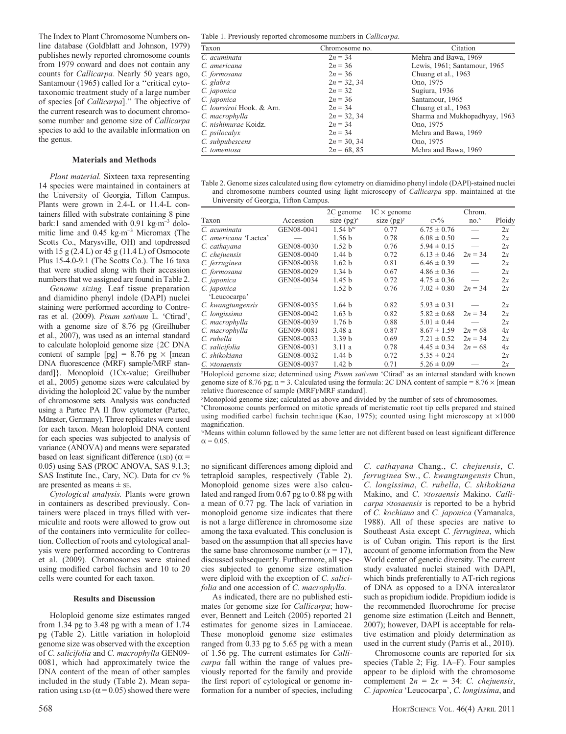The Index to Plant Chromosome Numbers online database (Goldblatt and Johnson, 1979) publishes newly reported chromosome counts from 1979 onward and does not contain any counts for *Callicarpa*. Nearly 50 years ago, Santamour (1965) called for a "critical cytotaxonomic treatment study of a large number of species [of *Callicarpa*]." The objective of the current research was to document chromosome number and genome size of *Callicarpa* species to add to the available information on the genus.

Table 1. Previously reported chromosome numbers in *Callicarpa*.

| Taxon | Chromosome no. | Citation |
|---|---|---|
| *C. acuminata* | 2n = 34 | Mehra and Bawa, 1969 |
| *C. americana* | 2n = 36 | Lewis, 1961; Santamour, 1965 |
| *C. formosana* | 2n = 36 | Chuang et al., 1963 |
| *C. glabra* | 2n = 32, 34 | Ono, 1975 |
| *C. japonica* | 2n = 32 | Sugiura, 1936 |
| *C. japonica* | 2n = 36 | Santamour, 1965 |
| *C. loureiroi* Hook. & Arn. | 2n = 34 | Chuang et al., 1963 |
| *C. macrophylla* | 2n = 32, 34 | Sharma and Mukhopadhyay, 1963 |
| *C. nishimurae* Koidz. | 2n = 34 | Ono, 1975 |
| *C. psilocalyx* | 2n = 34 | Mehra and Bawa, 1969 |
| *C. subpubescens* | 2n = 30, 34 | Ono, 1975 |
| *C. tomentosa* | 2n = 68, 85 | Mehra and Bawa, 1969 |

## Materials and Methods

*Plant material.* Sixteen taxa representing 14 species were maintained in containers at the University of Georgia, Tifton Campus. Plants were grown in 2.4-L or 11.4-L containers filled with substrate containing 8 pine bark:1 sand amended with 0.91 $kg \cdot m^{-3}$ dolomitic lime and 0.45 $kg \cdot m^{-3}$ Micromax (The Scotts Co., Marysville, OH) and topdressed with 15 g (2.4 L) or 45 g (11.4 L) of Osmocote Plus 15-4.0-9.1 (The Scotts Co.). The 16 taxa that were studied along with their accession numbers that we assigned are found in Table 2.

*Genome sizing.* Leaf tissue preparation and diamidino phenyl indole (DAPI) nuclei staining were performed according to Contreras et al. (2009). *Pisum sativum* L. 'Ctirad', with a genome size of 8.76 pg (Greilhuber et al., 2007), was used as an internal standard to calculate holoploid genome size {2C DNA content of sample [pg] = 8.76 pg × [mean DNA fluorescence (MRF) sample/MRF standard]}. Monoploid (1Cx-value; Greilhuber et al., 2005) genome sizes were calculated by dividing the holoploid 2C value by the number of chromosome sets. Analysis was conducted using a Partec PA II flow cytometer (Partec, Münster, Germany). Three replicates were used for each taxon. Mean holoploid DNA content for each species was subjected to analysis of variance (ANOVA) and means were separated based on least significant difference (LSD) ($\alpha$ = 0.05) using SAS (PROC ANOVA, SAS 9.1.3; SAS Institute Inc., Cary, NC). Data for CV % are presented as means ± SE.

*Cytological analysis.* Plants were grown in containers as described previously. Containers were placed in trays filled with vermiculite and roots were allowed to grow out of the containers into vermiculite for collection. Collection of roots and cytological analysis were performed according to Contreras et al. (2009). Chromosomes were stained using modified carbol fuchsin and 10 to 20 cells were counted for each taxon.

Table 2. Genome sizes calculated using flow cytometry on diamidino phenyl indole (DAPI)-stained nuclei and chromosome numbers counted using light microscopy of *Callicarpa* spp. maintained at the University of Georgia, Tifton Campus.

| Taxon | Accession | 2C genome size (pg)[z] | 1C × genome size (pg)[y] | CV% | Chrom. no.[x] | Ploidy |
|---|---|---|---|---|---|---|
| *C. acuminata* | GEN08-0041 | 1.54 b[w] | 0.77 | 6.75 ± 0.76 | — | 2x |
| *C. americana* 'Lactea' | — | 1.56 b | 0.78 | 6.08 ± 0.50 | — | 2x |
| *C. cathayana* | GEN08-0030 | 1.52 b | 0.76 | 5.94 ± 0.15 | — | 2x |
| *C. chejuensis* | GEN08-0040 | 1.44 b | 0.72 | 6.13 ± 0.46 | 2n = 34 | 2x |
| *C. ferruginea* | GEN08-0038 | 1.62 b | 0.81 | 6.46 ± 0.39 | — | 2x |
| *C. formosana* | GEN08-0029 | 1.34 b | 0.67 | 4.86 ± 0.36 | — | 2x |
| *C. japonica* | GEN08-0034 | 1.45 b | 0.72 | 4.75 ± 0.36 | — | 2x |
| *C. japonica* 'Leucocarpa' | — | 1.52 b | 0.76 | 7.02 ± 0.80 | 2n = 34 | 2x |
| *C. kwangtungensis* | GEN08-0035 | 1.64 b | 0.82 | 5.93 ± 0.31 | — | 2x |
| *C. longissima* | GEN08-0042 | 1.63 b | 0.82 | 5.82 ± 0.68 | 2n = 34 | 2x |
| *C. macrophylla* | GEN08-0039 | 1.76 b | 0.88 | 5.01 ± 0.44 | — | 2x |
| *C. macrophylla* | GEN09-0081 | 3.48 a | 0.87 | 8.67 ± 1.59 | 2n = 68 | 4x |
| *C. rubella* | GEN08-0033 | 1.39 b | 0.69 | 7.21 ± 0.52 | 2n = 34 | 2x |
| *C. salicifolia* | GEN08-0031 | 3.11 a | 0.78 | 4.45 ± 0.34 | 2n = 68 | 4x |
| *C. shikokiana* | GEN08-0032 | 1.44 b | 0.72 | 5.35 ± 0.24 | — | 2x |
| *C.* ×*tosaensis* | GEN08-0037 | 1.42 b | 0.71 | 5.26 ± 0.09 | — | 2x |

[z]Holoploid genome size; determined using *Pisum sativum* 'Ctirad' as an internal standard with known genome size of 8.76 pg; n = 3. Calculated using the formula: 2C DNA content of sample = 8.76 × [mean relative fluorescence of sample (MRF)/MRF standard].

[y]Monoploid genome size; calculated as above and divided by the number of sets of chromosomes.

[x]Chromosome counts performed on mitotic spreads of meristematic root tip cells prepared and stained using modified carbol fuchsin technique (Kao, 1975); counted using light microscopy at ×1000 magnification.

[w]Means within column followed by the same letter are not different based on least significant difference $\alpha$ = 0.05.

## Results and Discussion

Holoploid genome size estimates ranged from 1.34 pg to 3.48 pg with a mean of 1.74 pg (Table 2). Little variation in holoploid genome size was observed with the exception of *C. salicifolia* and *C. macrophylla* GEN09-0081, which had approximately twice the DNA content of the mean of other samples included in the study (Table 2). Mean separation using LSD ($\alpha$ = 0.05) showed there were no significant differences among diploid and tetraploid samples, respectively (Table 2). Monoploid genome sizes were also calculated and ranged from 0.67 pg to 0.88 pg with a mean of 0.77 pg. The lack of variation in monoploid genome size indicates that there is not a large difference in chromosome size among the taxa evaluated. This conclusion is based on the assumption that all species have the same base chromosome number ($x$ = 17), discussed subsequently. Furthermore, all species subjected to genome size estimation were diploid with the exception of *C. salicifolia* and one accession of *C. macrophylla*.

As indicated, there are no published estimates for genome size for *Callicarpa*; however, Bennett and Leitch (2005) reported 21 estimates for genome sizes in Lamiaceae. These monoploid genome size estimates ranged from 0.33 pg to 5.65 pg with a mean of 1.56 pg. The current estimates for *Callicarpa* fall within the range of values previously reported for the family and provide the first report of cytological or genome information for a number of species, including *C. cathayana* Chang., *C. chejuensis*, *C. ferruginea* Sw., *C. kwangtungensis* Chun, *C. longissima*, *C. rubella*, *C. shikokiana* Makino, and *C.* ×*tosaensis* Makino. *Callicarpa* ×*tosaensis* is reported to be a hybrid of *C. kochiana* and *C. japonica* (Yamanaka, 1988). All of these species are native to Southeast Asia except *C. ferruginea*, which is of Cuban origin. This report is the first account of genome information from the New World center of genetic diversity. The current study evaluated nuclei stained with DAPI, which binds preferentially to AT-rich regions of DNA as opposed to a DNA intercalator such as propidium iodide. Propidium iodide is the recommended fluorochrome for precise genome size estimation (Leitch and Bennett, 2007); however, DAPI is acceptable for relative estimation and ploidy determination as used in the current study (Parris et al., 2010).

Chromosome counts are reported for six species (Table 2; Fig. 1A–F). Four samples appear to be diploid with the chromosome complement $2n = 2x = 34$: *C. chejuensis*, *C. japonica* 'Leucocarpa', *C. longissima*, and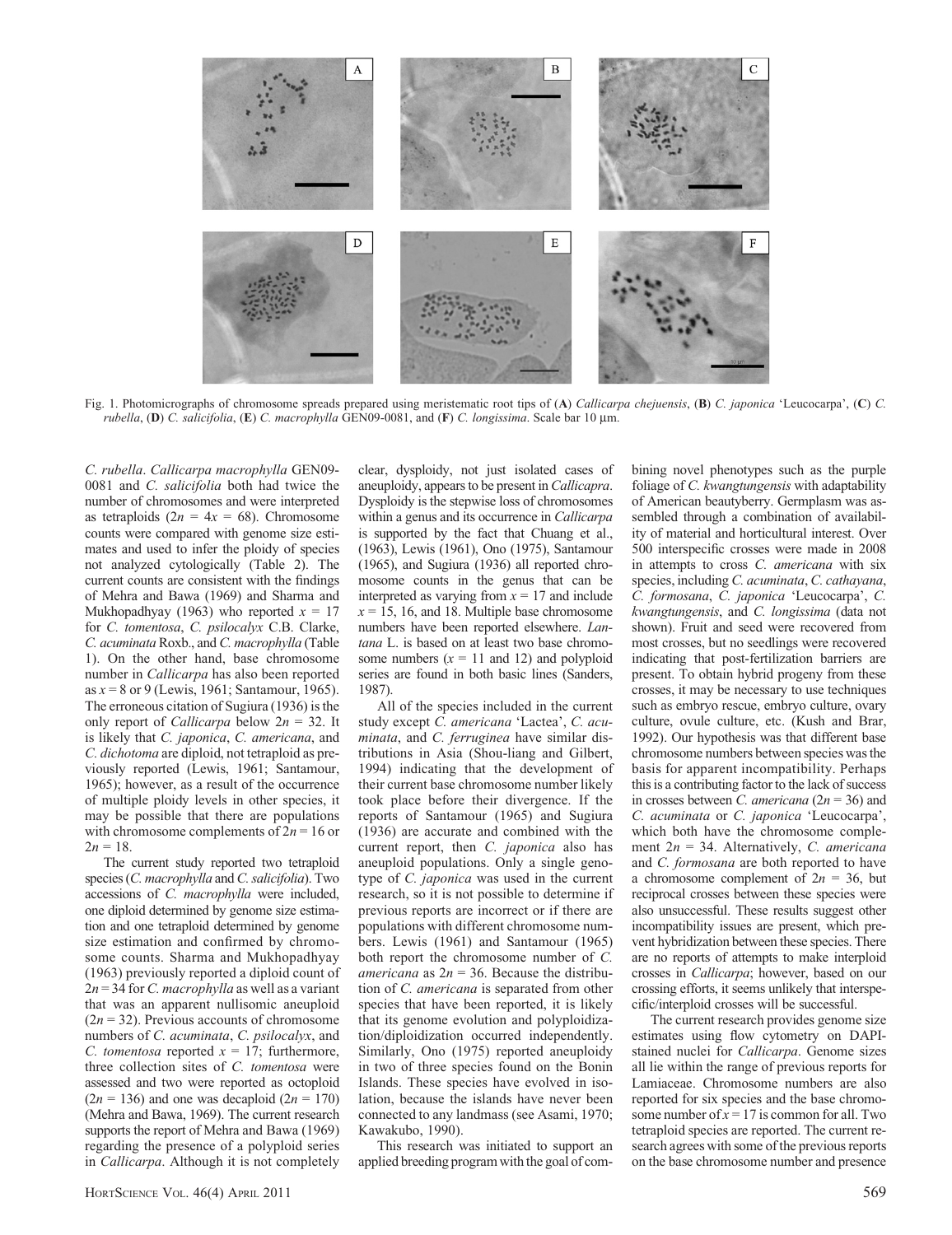Fig. 1. Photomicrographs of chromosome spreads prepared using meristematic root tips of (**A**) *Callicarpa chejuensis*, (**B**) *C. japonica* 'Leucocarpa', (**C**) *C. rubella*, (**D**) *C. salicifolia*, (**E**) *C. macrophylla* GEN09-0081, and (**F**) *C. longissima*. Scale bar 10 µm.

*C. rubella*. *Callicarpa macrophylla* GEN09-0081 and *C. salicifolia* both had twice the number of chromosomes and were interpreted as tetraploids ($2n = 4x = 68$). Chromosome counts were compared with genome size estimates and used to infer the ploidy of species not analyzed cytologically (Table 2). The current counts are consistent with the findings of Mehra and Bawa (1969) and Sharma and Mukhopadhyay (1963) who reported $x = 17$ for *C. tomentosa*, *C. psilocalyx* C.B. Clarke, *C. acuminata* Roxb., and *C. macrophylla* (Table 1). On the other hand, base chromosome number in *Callicarpa* has also been reported as $x = 8$ or 9 (Lewis, 1961; Santamour, 1965). The erroneous citation of Sugiura (1936) is the only report of *Callicarpa* below $2n = 32$. It is likely that *C. japonica*, *C. americana*, and *C. dichotoma* are diploid, not tetraploid as previously reported (Lewis, 1961; Santamour, 1965); however, as a result of the occurrence of multiple ploidy levels in other species, it may be possible that there are populations with chromosome complements of $2n = 16$ or $2n = 18$.

The current study reported two tetraploid species (*C. macrophylla* and *C. salicifolia*). Two accessions of *C. macrophylla* were included, one diploid determined by genome size estimation and one tetraploid determined by genome size estimation and confirmed by chromosome counts. Sharma and Mukhopadhyay (1963) previously reported a diploid count of $2n = 34$ for *C. macrophylla* as well as a variant that was an apparent nullisomic aneuploid ($2n = 32$). Previous accounts of chromosome numbers of *C. acuminata*, *C. psilocalyx*, and *C. tomentosa* reported $x = 17$; furthermore, three collection sites of *C. tomentosa* were assessed and two were reported as octoploid ($2n = 136$) and one was decaploid ($2n = 170$) (Mehra and Bawa, 1969). The current research supports the report of Mehra and Bawa (1969) regarding the presence of a polyploid series in *Callicarpa*. Although it is not completely clear, dysploidy, not just isolated cases of aneuploidy, appears to be present in *Callicapra*. Dysploidy is the stepwise loss of chromosomes within a genus and its occurrence in *Callicarpa* is supported by the fact that Chuang et al., (1963), Lewis (1961), Ono (1975), Santamour (1965), and Sugiura (1936) all reported chromosome counts in the genus that can be interpreted as varying from $x = 17$ and include $x = 15$, 16, and 18. Multiple base chromosome numbers have been reported elsewhere. *Lantana* L. is based on at least two base chromosome numbers ($x = 11$ and 12) and polyploid series are found in both basic lines (Sanders, 1987).

All of the species included in the current study except *C. americana* 'Lactea', *C. acuminata*, and *C. ferruginea* have similar distributions in Asia (Shou-liang and Gilbert, 1994) indicating that the development of their current base chromosome number likely took place before their divergence. If the reports of Santamour (1965) and Sugiura (1936) are accurate and combined with the current report, then *C. japonica* also has aneuploid populations. Only a single genotype of *C. japonica* was used in the current research, so it is not possible to determine if previous reports are incorrect or if there are populations with different chromosome numbers. Lewis (1961) and Santamour (1965) both report the chromosome number of *C. americana* as $2n = 36$. Because the distribution of *C. americana* is separated from other species that have been reported, it is likely that its genome evolution and polyploidization/diploidization occurred independently. Similarly, Ono (1975) reported aneuploidy in two of three species found on the Bonin Islands. These species have evolved in isolation, because the islands have never been connected to any landmass (see Asami, 1970; Kawakubo, 1990).

This research was initiated to support an applied breeding program with the goal of combining novel phenotypes such as the purple foliage of *C. kwangtungensis* with adaptability of American beautyberry. Germplasm was assembled through a combination of availability of material and horticultural interest. Over 500 interspecific crosses were made in 2008 in attempts to cross *C. americana* with six species, including *C. acuminata*, *C. cathayana*, *C. formosana*, *C. japonica* 'Leucocarpa', *C. kwangtungensis*, and *C. longissima* (data not shown). Fruit and seed were recovered from most crosses, but no seedlings were recovered indicating that post-fertilization barriers are present. To obtain hybrid progeny from these crosses, it may be necessary to use techniques such as embryo rescue, embryo culture, ovary culture, ovule culture, etc. (Kush and Brar, 1992). Our hypothesis was that different base chromosome numbers between species was the basis for apparent incompatibility. Perhaps this is a contributing factor to the lack of success in crosses between *C. americana* ($2n = 36$) and *C. acuminata* or *C. japonica* 'Leucocarpa', which both have the chromosome complement $2n = 34$. Alternatively, *C. americana* and *C. formosana* are both reported to have a chromosome complement of $2n = 36$, but reciprocal crosses between these species were also unsuccessful. These results suggest other incompatibility issues are present, which prevent hybridization between these species. There are no reports of attempts to make interploid crosses in *Callicarpa*; however, based on our crossing efforts, it seems unlikely that interspecific/interploid crosses will be successful.

The current research provides genome size estimates using flow cytometry on DAPI-stained nuclei for *Callicarpa*. Genome sizes all lie within the range of previous reports for Lamiaceae. Chromosome numbers are also reported for six species and the base chromosome number of $x = 17$ is common for all. Two tetraploid species are reported. The current research agrees with some of the previous reports on the base chromosome number and presence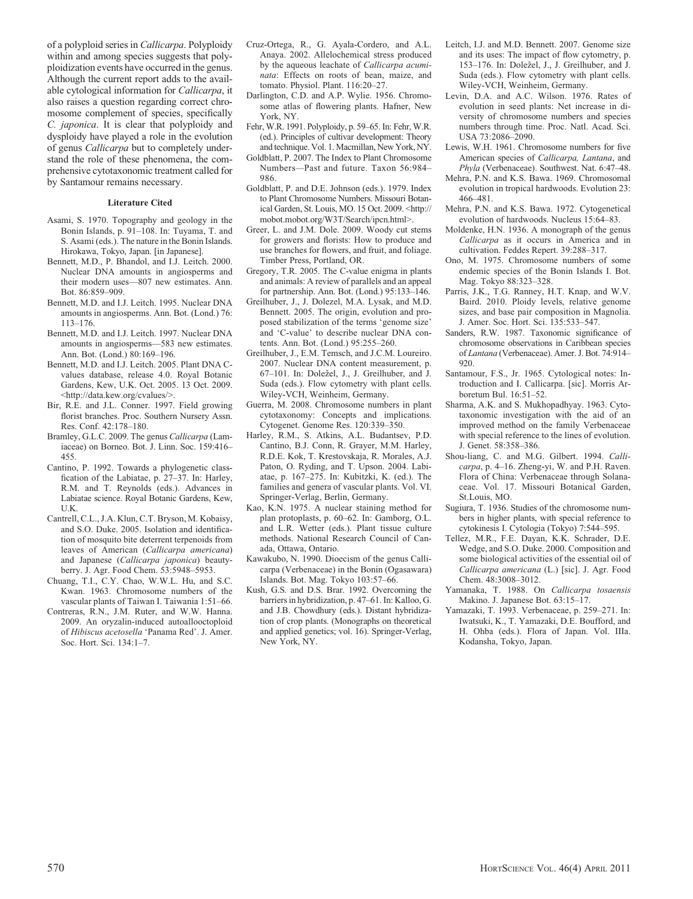of a polyploid series in *Callicarpa*. Polyploidy within and among species suggests that polyploidization events have occurred in the genus. Although the current report adds to the available cytological information for *Callicarpa*, it also raises a question regarding correct chromosome complement of species, specifically *C. japonica*. It is clear that polyploidy and dysploidy have played a role in the evolution of genus *Callicarpa* but to completely understand the role of these phenomena, the comprehensive cytotaxonomic treatment called for by Santamour remains necessary.

#### Literature Cited

Asami, S. 1970. Topography and geology in the Bonin Islands, p. 91–108. In: Tuyama, T. and S. Asami (eds.). The nature in the Bonin Islands. Hirokawa, Tokyo, Japan. [in Japanese].

Bennett, M.D., P. Bhandol, and I.J. Leitch. 2000. Nuclear DNA amounts in angiosperms and their modern uses—807 new estimates. Ann. Bot. 86:859–909.

Bennett, M.D. and I.J. Leitch. 1995. Nuclear DNA amounts in angiosperms. Ann. Bot. (Lond.) 76: 113–176.

Bennett, M.D. and I.J. Leitch. 1997. Nuclear DNA amounts in angiosperms—583 new estimates. Ann. Bot. (Lond.) 80:169–196.

Bennett, M.D. and I.J. Leitch. 2005. Plant DNA C-values database, release 4.0. Royal Botanic Gardens, Kew, U.K. Oct. 2005. 13 Oct. 2009. <http://data.kew.org/cvalues/>.

Bir, R.E. and J.L. Conner. 1997. Field growing florist branches. Proc. Southern Nursery Assn. Res. Conf. 42:178–180.

Bramley, G.L.C. 2009. The genus *Callicarpa* (Lamiaceae) on Borneo. Bot. J. Linn. Soc. 159:416–455.

Cantino, P. 1992. Towards a phylogenetic classfication of the Labiatae, p. 27–37. In: Harley, R.M. and T. Reynolds (eds.). Advances in Labiatae science. Royal Botanic Gardens, Kew, U.K.

Cantrell, C.L., J.A. Klun, C.T. Bryson, M. Kobaisy, and S.O. Duke. 2005. Isolation and identification of mosquito bite deterrent terpenoids from leaves of American (*Callicarpa americana*) and Japanese (*Callicarpa japonica*) beautyberry. J. Agr. Food Chem. 53:5948–5953.

Chuang, T.I., C.Y. Chao, W.W.L. Hu, and S.C. Kwan. 1963. Chromosome numbers of the vascular plants of Taiwan I. Taiwania 1:51–66.

Contreras, R.N., J.M. Ruter, and W.W. Hanna. 2009. An oryzalin-induced autoallooctoploid of *Hibiscus acetosella* 'Panama Red'. J. Amer. Soc. Hort. Sci. 134:1–7.

Cruz-Ortega, R., G. Ayala-Cordero, and A.L. Anaya. 2002. Allelochemical stress produced by the aqueous leachate of *Callicarpa acuminata*: Effects on roots of bean, maize, and tomato. Physiol. Plant. 116:20–27.

Darlington, C.D. and A.P. Wylie. 1956. Chromosome atlas of flowering plants. Hafner, New York, NY.

Fehr, W.R. 1991. Polyploidy, p. 59–65. In: Fehr, W.R. (ed.). Principles of cultivar development: Theory and technique. Vol. 1. Macmillan, New York, NY.

Goldblatt, P. 2007. The Index to Plant Chromosome Numbers—Past and future. Taxon 56:984–986.

Goldblatt, P. and D.E. Johnson (eds.). 1979. Index to Plant Chromosome Numbers. Missouri Botanical Garden, St. Louis, MO. 15 Oct. 2009. <http://mobot.mobot.org/W3T/Search/ipcn.html>.

Greer, L. and J.M. Dole. 2009. Woody cut stems for growers and florists: How to produce and use branches for flowers, and fruit, and foliage. Timber Press, Portland, OR.

Gregory, T.R. 2005. The C-value enigma in plants and animals: A review of parallels and an appeal for partnership. Ann. Bot. (Lond.) 95:133–146.

Greilhuber, J., J. Dolezel, M.A. Lysak, and M.D. Bennett. 2005. The origin, evolution and proposed stabilization of the terms 'genome size' and 'C-value' to describe nuclear DNA contents. Ann. Bot. (Lond.) 95:255–260.

Greilhuber, J., E.M. Temsch, and J.C.M. Loureiro. 2007. Nuclear DNA content measurement, p. 67–101. In: Doležel, J., J. Greilhuber, and J. Suda (eds.). Flow cytometry with plant cells. Wiley-VCH, Weinheim, Germany.

Guerra, M. 2008. Chromosome numbers in plant cytotaxonomy: Concepts and implications. Cytogenet. Genome Res. 120:339–350.

Harley, R.M., S. Atkins, A.L. Budantsev, P.D. Cantino, B.J. Conn, R. Grayer, M.M. Harley, R.D.E. Kok, T. Krestovskaja, R. Morales, A.J. Paton, O. Ryding, and T. Upson. 2004. Labiatae, p. 167–275. In: Kubitzki, K. (ed.). The families and genera of vascular plants. Vol. VI. Springer-Verlag, Berlin, Germany.

Kao, K.N. 1975. A nuclear staining method for plan protoplasts, p. 60–62. In: Gamborg, O.L. and L.R. Wetter (eds.). Plant tissue culture methods. National Research Council of Canada, Ottawa, Ontario.

Kawakubo, N. 1990. Dioecism of the genus Callicarpa (Verbenaceae) in the Bonin (Ogasawara) Islands. Bot. Mag. Tokyo 103:57–66.

Kush, G.S. and D.S. Brar. 1992. Overcoming the barriers in hybridization, p. 47–61. In: Kalloo, G. and J.B. Chowdhury (eds.). Distant hybridization of crop plants. (Monographs on theoretical and applied genetics; vol. 16). Springer-Verlag, New York, NY.

Leitch, I.J. and M.D. Bennett. 2007. Genome size and its uses: The impact of flow cytometry, p. 153–176. In: Doležel, J., J. Greilhuber, and J. Suda (eds.). Flow cytometry with plant cells. Wiley-VCH, Weinheim, Germany.

Levin, D.A. and A.C. Wilson. 1976. Rates of evolution in seed plants: Net increase in diversity of chromosome numbers and species numbers through time. Proc. Natl. Acad. Sci. USA 73:2086–2090.

Lewis, W.H. 1961. Chromosome numbers for five American species of *Callicarpa, Lantana*, and *Phyla* (Verbenaceae). Southwest. Nat. 6:47–48.

Mehra, P.N. and K.S. Bawa. 1969. Chromosomal evolution in tropical hardwoods. Evolution 23: 466–481.

Mehra, P.N. and K.S. Bawa. 1972. Cytogenetical evolution of hardwoods. Nucleus 15:64–83.

Moldenke, H.N. 1936. A monograph of the genus *Callicarpa* as it occurs in America and in cultivation. Feddes Repert. 39:288–317.

Ono, M. 1975. Chromosome numbers of some endemic species of the Bonin Islands I. Bot. Mag. Tokyo 88:323–328.

Parris, J.K., T.G. Ranney, H.T. Knap, and W.V. Baird. 2010. Ploidy levels, relative genome sizes, and base pair composition in Magnolia. J. Amer. Soc. Hort. Sci. 135:533–547.

Sanders, R.W. 1987. Taxonomic significance of chromosome observations in Caribbean species of *Lantana* (Verbenaceae). Amer. J. Bot. 74:914–920.

Santamour, F.S., Jr. 1965. Cytological notes: Introduction and I. Callicarpa. [sic]. Morris Arboretum Bul. 16:51–52.

Sharma, A.K. and S. Mukhopadhyay. 1963. Cytotaxonomic investigation with the aid of an improved method on the family Verbenaceae with special reference to the lines of evolution. J. Genet. 58:358–386.

Shou-liang, C. and M.G. Gilbert. 1994. *Callicarpa*, p. 4–16. Zheng-yi, W. and P.H. Raven. Flora of China: Verbenaceae through Solanaceae. Vol. 17. Missouri Botanical Garden, St.Louis, MO.

Sugiura, T. 1936. Studies of the chromosome numbers in higher plants, with special reference to cytokinesis I. Cytologia (Tokyo) 7:544–595.

Tellez, M.R., F.E. Dayan, K.K. Schrader, D.E. Wedge, and S.O. Duke. 2000. Composition and some biological activities of the essential oil of *Callicarpa americana* (L.) [sic]. J. Agr. Food Chem. 48:3008–3012.

Yamanaka, T. 1988. On *Callicarpa tosaensis* Makino. J. Japanese Bot. 63:15–17.

Yamazaki, T. 1993. Verbenaceae, p. 259–271. In: Iwatsuki, K., T. Yamazaki, D.E. Boufford, and H. Ohba (eds.). Flora of Japan. Vol. IIIa. Kodansha, Tokyo, Japan.